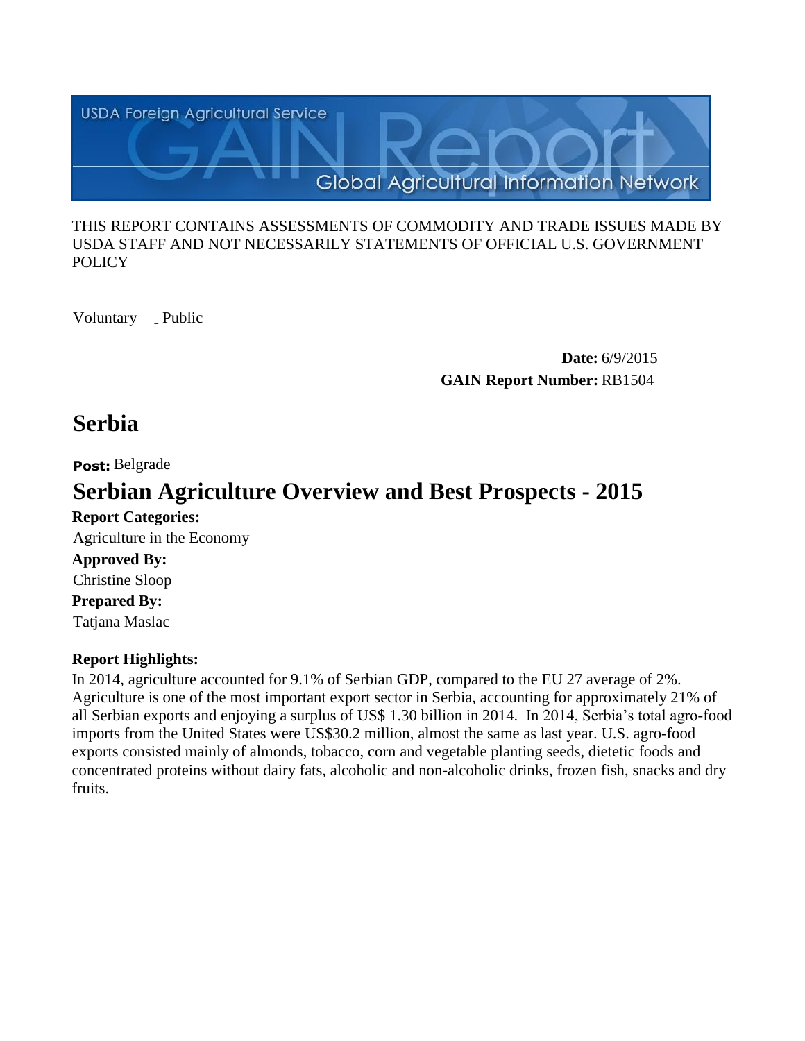USDA Foreign Agricultural Service

# GAIN Report

Global Agricultural Information Network

THIS REPORT CONTAINS ASSESSMENTS OF COMMODITY AND TRADE ISSUES MADE BY USDA STAFF AND NOT NECESSARILY STATEMENTS OF OFFICIAL U.S. GOVERNMENT POLICY

Voluntary _ Public

**Date:** 6/9/2015

**GAIN Report Number:** RB1504

# Serbia

**Post:** Belgrade

# Serbian Agriculture Overview and Best Prospects - 2015

**Report Categories:**

Agriculture in the Economy

**Approved By:**

Christine Sloop

**Prepared By:**

Tatjana Maslac

**Report Highlights:**

In 2014, agriculture accounted for 9.1% of Serbian GDP, compared to the EU 27 average of 2%. Agriculture is one of the most important export sector in Serbia, accounting for approximately 21% of all Serbian exports and enjoying a surplus of US$ 1.30 billion in 2014. In 2014, Serbia's total agro-food imports from the United States were US$30.2 million, almost the same as last year. U.S. agro-food exports consisted mainly of almonds, tobacco, corn and vegetable planting seeds, dietetic foods and concentrated proteins without dairy fats, alcoholic and non-alcoholic drinks, frozen fish, snacks and dry fruits.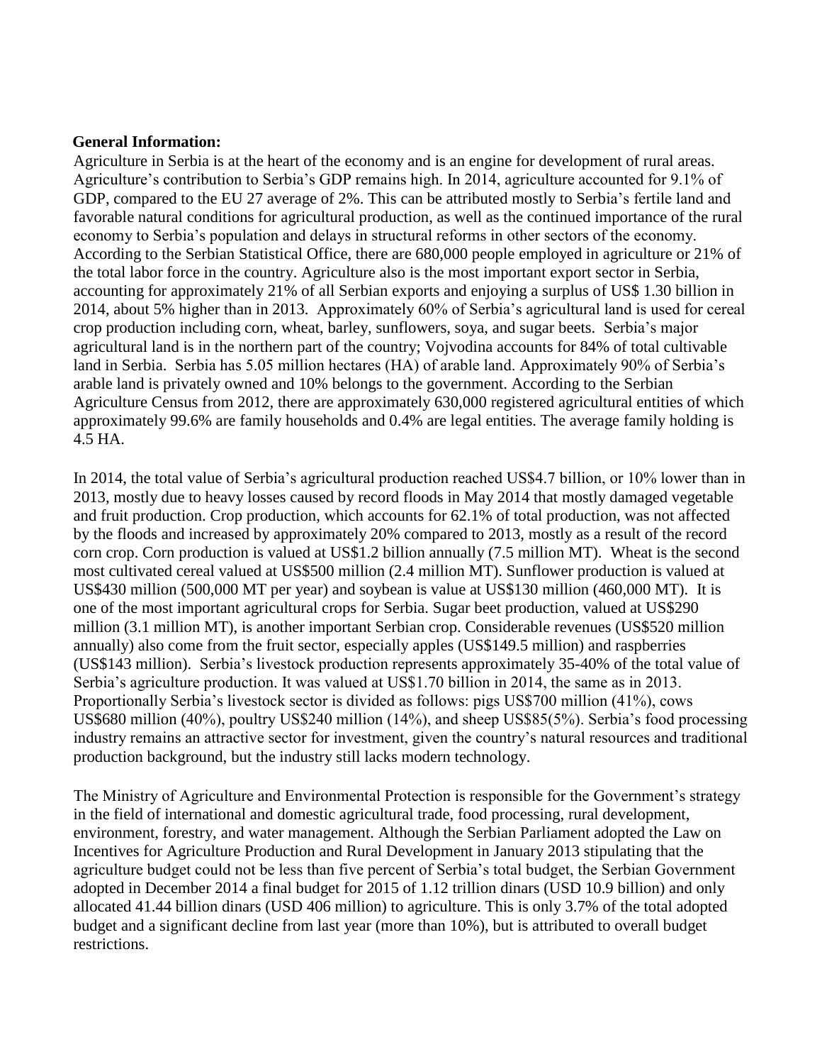**General Information:**

Agriculture in Serbia is at the heart of the economy and is an engine for development of rural areas. Agriculture's contribution to Serbia's GDP remains high. In 2014, agriculture accounted for 9.1% of GDP, compared to the EU 27 average of 2%. This can be attributed mostly to Serbia's fertile land and favorable natural conditions for agricultural production, as well as the continued importance of the rural economy to Serbia's population and delays in structural reforms in other sectors of the economy. According to the Serbian Statistical Office, there are 680,000 people employed in agriculture or 21% of the total labor force in the country. Agriculture also is the most important export sector in Serbia, accounting for approximately 21% of all Serbian exports and enjoying a surplus of US$ 1.30 billion in 2014, about 5% higher than in 2013. Approximately 60% of Serbia's agricultural land is used for cereal crop production including corn, wheat, barley, sunflowers, soya, and sugar beets. Serbia's major agricultural land is in the northern part of the country; Vojvodina accounts for 84% of total cultivable land in Serbia. Serbia has 5.05 million hectares (HA) of arable land. Approximately 90% of Serbia's arable land is privately owned and 10% belongs to the government. According to the Serbian Agriculture Census from 2012, there are approximately 630,000 registered agricultural entities of which approximately 99.6% are family households and 0.4% are legal entities. The average family holding is 4.5 HA.

In 2014, the total value of Serbia's agricultural production reached US$4.7 billion, or 10% lower than in 2013, mostly due to heavy losses caused by record floods in May 2014 that mostly damaged vegetable and fruit production. Crop production, which accounts for 62.1% of total production, was not affected by the floods and increased by approximately 20% compared to 2013, mostly as a result of the record corn crop. Corn production is valued at US$1.2 billion annually (7.5 million MT). Wheat is the second most cultivated cereal valued at US$500 million (2.4 million MT). Sunflower production is valued at US$430 million (500,000 MT per year) and soybean is value at US$130 million (460,000 MT). It is one of the most important agricultural crops for Serbia. Sugar beet production, valued at US$290 million (3.1 million MT), is another important Serbian crop. Considerable revenues (US$520 million annually) also come from the fruit sector, especially apples (US$149.5 million) and raspberries (US$143 million). Serbia's livestock production represents approximately 35-40% of the total value of Serbia's agriculture production. It was valued at US$1.70 billion in 2014, the same as in 2013. Proportionally Serbia's livestock sector is divided as follows: pigs US$700 million (41%), cows US$680 million (40%), poultry US$240 million (14%), and sheep US$85(5%). Serbia's food processing industry remains an attractive sector for investment, given the country's natural resources and traditional production background, but the industry still lacks modern technology.

The Ministry of Agriculture and Environmental Protection is responsible for the Government's strategy in the field of international and domestic agricultural trade, food processing, rural development, environment, forestry, and water management. Although the Serbian Parliament adopted the Law on Incentives for Agriculture Production and Rural Development in January 2013 stipulating that the agriculture budget could not be less than five percent of Serbia's total budget, the Serbian Government adopted in December 2014 a final budget for 2015 of 1.12 trillion dinars (USD 10.9 billion) and only allocated 41.44 billion dinars (USD 406 million) to agriculture. This is only 3.7% of the total adopted budget and a significant decline from last year (more than 10%), but is attributed to overall budget restrictions.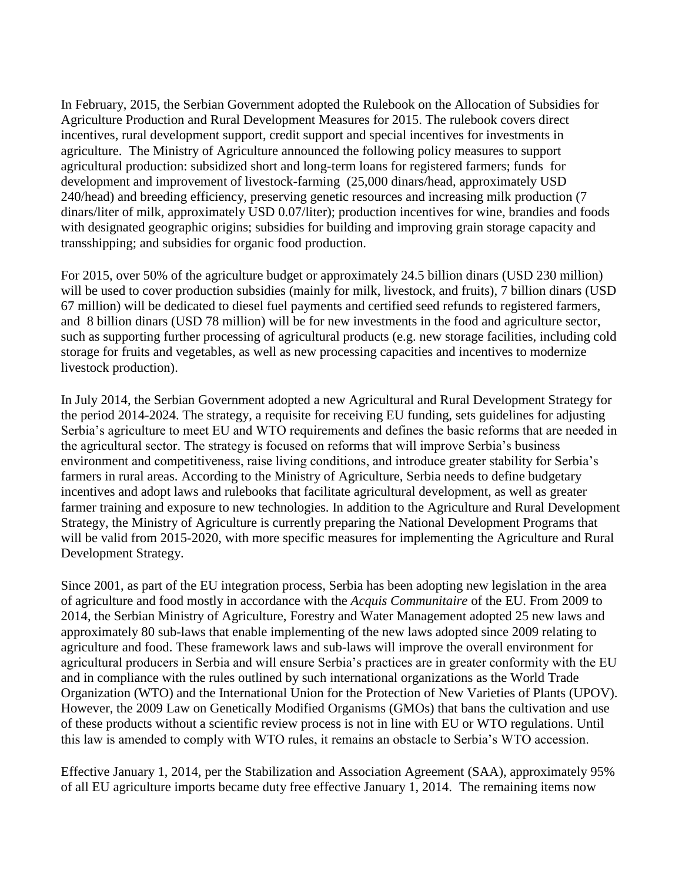In February, 2015, the Serbian Government adopted the Rulebook on the Allocation of Subsidies for Agriculture Production and Rural Development Measures for 2015. The rulebook covers direct incentives, rural development support, credit support and special incentives for investments in agriculture. The Ministry of Agriculture announced the following policy measures to support agricultural production: subsidized short and long-term loans for registered farmers; funds for development and improvement of livestock-farming (25,000 dinars/head, approximately USD 240/head) and breeding efficiency, preserving genetic resources and increasing milk production (7 dinars/liter of milk, approximately USD 0.07/liter); production incentives for wine, brandies and foods with designated geographic origins; subsidies for building and improving grain storage capacity and transshipping; and subsidies for organic food production.

For 2015, over 50% of the agriculture budget or approximately 24.5 billion dinars (USD 230 million) will be used to cover production subsidies (mainly for milk, livestock, and fruits), 7 billion dinars (USD 67 million) will be dedicated to diesel fuel payments and certified seed refunds to registered farmers, and 8 billion dinars (USD 78 million) will be for new investments in the food and agriculture sector, such as supporting further processing of agricultural products (e.g. new storage facilities, including cold storage for fruits and vegetables, as well as new processing capacities and incentives to modernize livestock production).

In July 2014, the Serbian Government adopted a new Agricultural and Rural Development Strategy for the period 2014-2024. The strategy, a requisite for receiving EU funding, sets guidelines for adjusting Serbia's agriculture to meet EU and WTO requirements and defines the basic reforms that are needed in the agricultural sector. The strategy is focused on reforms that will improve Serbia's business environment and competitiveness, raise living conditions, and introduce greater stability for Serbia's farmers in rural areas. According to the Ministry of Agriculture, Serbia needs to define budgetary incentives and adopt laws and rulebooks that facilitate agricultural development, as well as greater farmer training and exposure to new technologies. In addition to the Agriculture and Rural Development Strategy, the Ministry of Agriculture is currently preparing the National Development Programs that will be valid from 2015-2020, with more specific measures for implementing the Agriculture and Rural Development Strategy.

Since 2001, as part of the EU integration process, Serbia has been adopting new legislation in the area of agriculture and food mostly in accordance with the *Acquis Communitaire* of the EU. From 2009 to 2014, the Serbian Ministry of Agriculture, Forestry and Water Management adopted 25 new laws and approximately 80 sub-laws that enable implementing of the new laws adopted since 2009 relating to agriculture and food. These framework laws and sub-laws will improve the overall environment for agricultural producers in Serbia and will ensure Serbia's practices are in greater conformity with the EU and in compliance with the rules outlined by such international organizations as the World Trade Organization (WTO) and the International Union for the Protection of New Varieties of Plants (UPOV). However, the 2009 Law on Genetically Modified Organisms (GMOs) that bans the cultivation and use of these products without a scientific review process is not in line with EU or WTO regulations. Until this law is amended to comply with WTO rules, it remains an obstacle to Serbia's WTO accession.

Effective January 1, 2014, per the Stabilization and Association Agreement (SAA), approximately 95% of all EU agriculture imports became duty free effective January 1, 2014. The remaining items now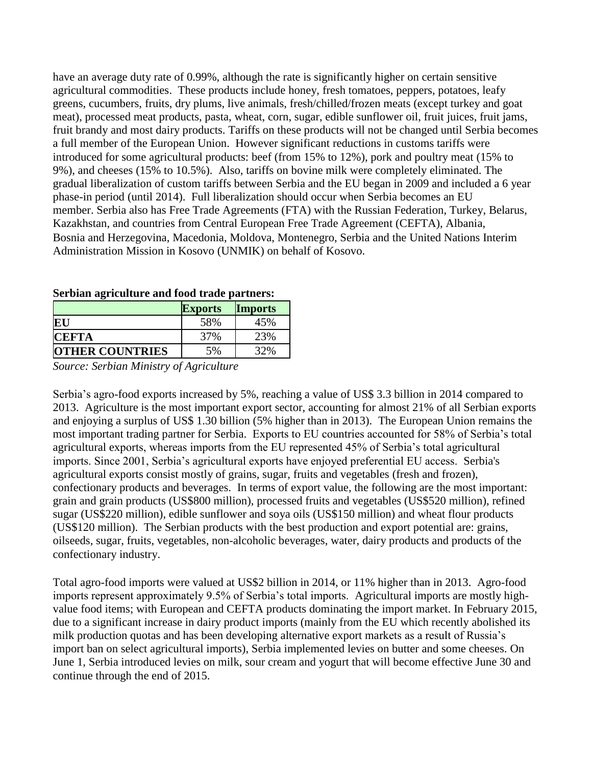have an average duty rate of 0.99%, although the rate is significantly higher on certain sensitive agricultural commodities. These products include honey, fresh tomatoes, peppers, potatoes, leafy greens, cucumbers, fruits, dry plums, live animals, fresh/chilled/frozen meats (except turkey and goat meat), processed meat products, pasta, wheat, corn, sugar, edible sunflower oil, fruit juices, fruit jams, fruit brandy and most dairy products. Tariffs on these products will not be changed until Serbia becomes a full member of the European Union. However significant reductions in customs tariffs were introduced for some agricultural products: beef (from 15% to 12%), pork and poultry meat (15% to 9%), and cheeses (15% to 10.5%). Also, tariffs on bovine milk were completely eliminated. The gradual liberalization of custom tariffs between Serbia and the EU began in 2009 and included a 6 year phase-in period (until 2014). Full liberalization should occur when Serbia becomes an EU member. Serbia also has Free Trade Agreements (FTA) with the Russian Federation, Turkey, Belarus, Kazakhstan, and countries from Central European Free Trade Agreement (CEFTA), Albania, Bosnia and Herzegovina, Macedonia, Moldova, Montenegro, Serbia and the United Nations Interim Administration Mission in Kosovo (UNMIK) on behalf of Kosovo.

**Serbian agriculture and food trade partners:**

| | **Exports** | **Imports** |
|---|---|---|
| **EU** | 58% | 45% |
| **CEFTA** | 37% | 23% |
| **OTHER COUNTRIES** | 5% | 32% |

*Source: Serbian Ministry of Agriculture*

Serbia's agro-food exports increased by 5%, reaching a value of US$ 3.3 billion in 2014 compared to 2013. Agriculture is the most important export sector, accounting for almost 21% of all Serbian exports and enjoying a surplus of US$ 1.30 billion (5% higher than in 2013). The European Union remains the most important trading partner for Serbia. Exports to EU countries accounted for 58% of Serbia's total agricultural exports, whereas imports from the EU represented 45% of Serbia's total agricultural imports. Since 2001, Serbia's agricultural exports have enjoyed preferential EU access. Serbia's agricultural exports consist mostly of grains, sugar, fruits and vegetables (fresh and frozen), confectionary products and beverages. In terms of export value, the following are the most important: grain and grain products (US$800 million), processed fruits and vegetables (US$520 million), refined sugar (US$220 million), edible sunflower and soya oils (US$150 million) and wheat flour products (US$120 million). The Serbian products with the best production and export potential are: grains, oilseeds, sugar, fruits, vegetables, non-alcoholic beverages, water, dairy products and products of the confectionary industry.

Total agro-food imports were valued at US$2 billion in 2014, or 11% higher than in 2013. Agro-food imports represent approximately 9.5% of Serbia's total imports. Agricultural imports are mostly high-value food items; with European and CEFTA products dominating the import market. In February 2015, due to a significant increase in dairy product imports (mainly from the EU which recently abolished its milk production quotas and has been developing alternative export markets as a result of Russia's import ban on select agricultural imports), Serbia implemented levies on butter and some cheeses. On June 1, Serbia introduced levies on milk, sour cream and yogurt that will become effective June 30 and continue through the end of 2015.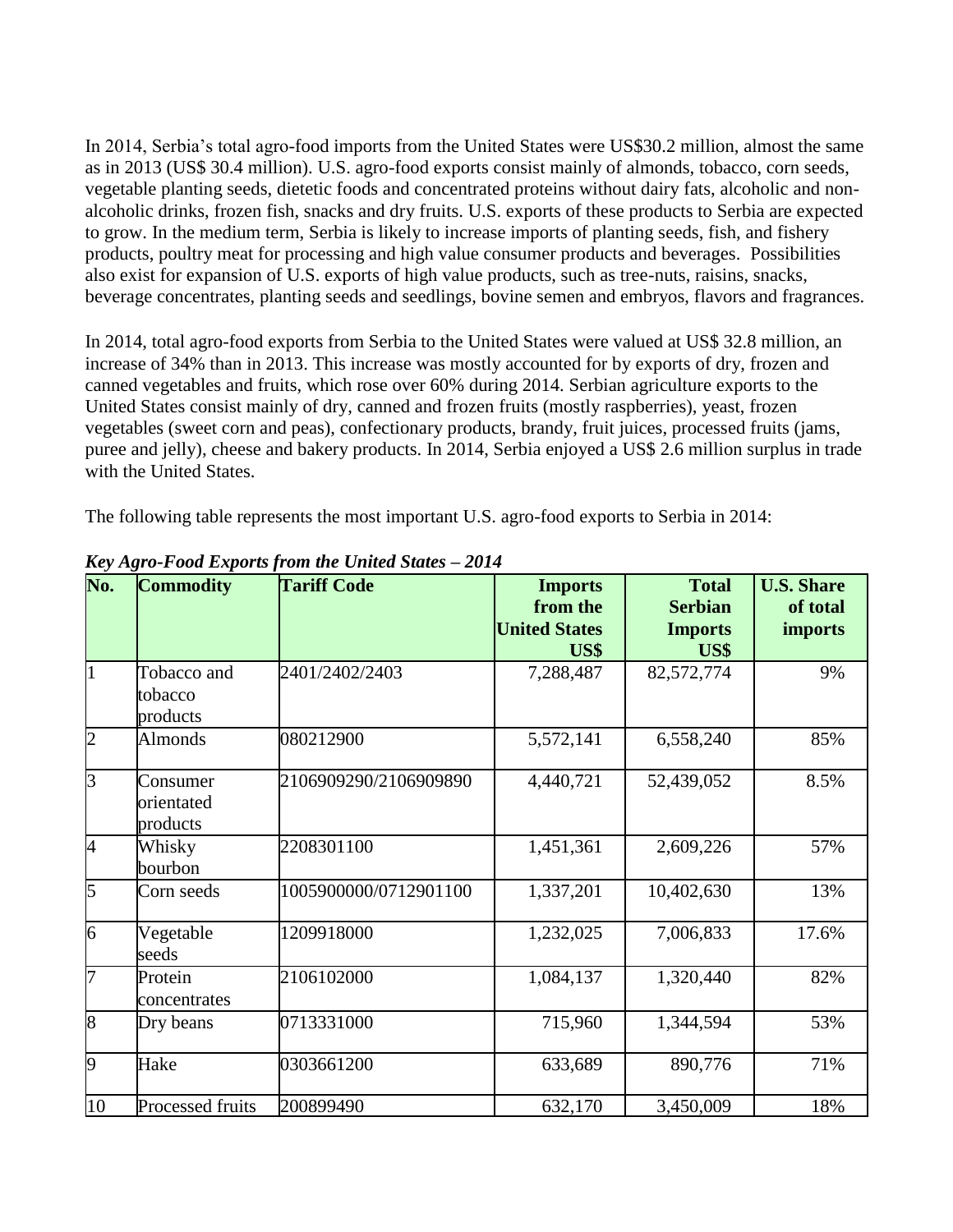In 2014, Serbia's total agro-food imports from the United States were US$30.2 million, almost the same as in 2013 (US$ 30.4 million). U.S. agro-food exports consist mainly of almonds, tobacco, corn seeds, vegetable planting seeds, dietetic foods and concentrated proteins without dairy fats, alcoholic and non-alcoholic drinks, frozen fish, snacks and dry fruits. U.S. exports of these products to Serbia are expected to grow. In the medium term, Serbia is likely to increase imports of planting seeds, fish, and fishery products, poultry meat for processing and high value consumer products and beverages. Possibilities also exist for expansion of U.S. exports of high value products, such as tree-nuts, raisins, snacks, beverage concentrates, planting seeds and seedlings, bovine semen and embryos, flavors and fragrances.

In 2014, total agro-food exports from Serbia to the United States were valued at US$ 32.8 million, an increase of 34% than in 2013. This increase was mostly accounted for by exports of dry, frozen and canned vegetables and fruits, which rose over 60% during 2014. Serbian agriculture exports to the United States consist mainly of dry, canned and frozen fruits (mostly raspberries), yeast, frozen vegetables (sweet corn and peas), confectionary products, brandy, fruit juices, processed fruits (jams, puree and jelly), cheese and bakery products. In 2014, Serbia enjoyed a US$ 2.6 million surplus in trade with the United States.

The following table represents the most important U.S. agro-food exports to Serbia in 2014:

***Key Agro-Food Exports from the United States – 2014***

| No. | Commodity | Tariff Code | Imports from the United States US$ | Total Serbian Imports US$ | U.S. Share of total imports |
|---|---|---|---|---|---|
| 1 | Tobacco and tobacco products | 2401/2402/2403 | 7,288,487 | 82,572,774 | 9% |
| 2 | Almonds | 080212900 | 5,572,141 | 6,558,240 | 85% |
| 3 | Consumer orientated products | 2106909290/2106909890 | 4,440,721 | 52,439,052 | 8.5% |
| 4 | Whisky bourbon | 2208301100 | 1,451,361 | 2,609,226 | 57% |
| 5 | Corn seeds | 1005900000/0712901100 | 1,337,201 | 10,402,630 | 13% |
| 6 | Vegetable seeds | 1209918000 | 1,232,025 | 7,006,833 | 17.6% |
| 7 | Protein concentrates | 2106102000 | 1,084,137 | 1,320,440 | 82% |
| 8 | Dry beans | 0713331000 | 715,960 | 1,344,594 | 53% |
| 9 | Hake | 0303661200 | 633,689 | 890,776 | 71% |
| 10 | Processed fruits | 200899490 | 632,170 | 3,450,009 | 18% |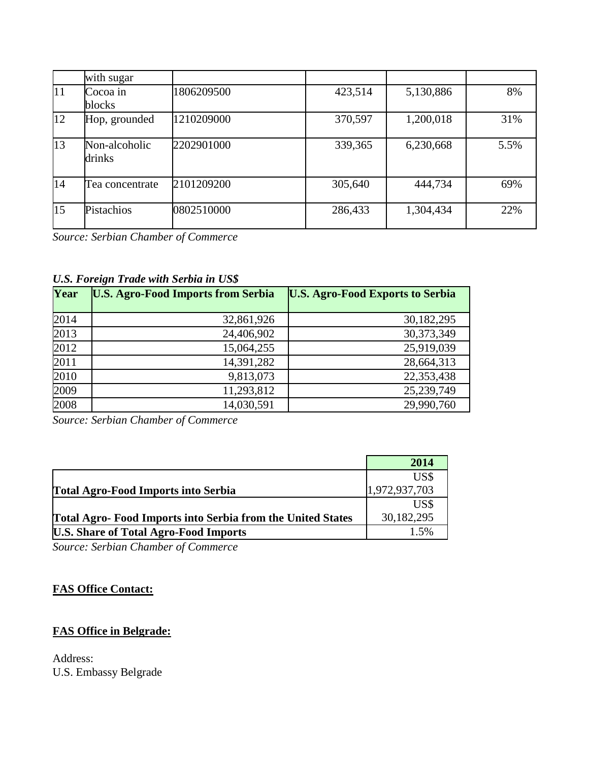|  | with sugar |  |  |  |  |
|---|---|---|---|---|---|
| 11 | Cocoa in blocks | 1806209500 | 423,514 | 5,130,886 | 8% |
| 12 | Hop, grounded | 1210209000 | 370,597 | 1,200,018 | 31% |
| 13 | Non-alcoholic drinks | 2202901000 | 339,365 | 6,230,668 | 5.5% |
| 14 | Tea concentrate | 2101209200 | 305,640 | 444,734 | 69% |
| 15 | Pistachios | 0802510000 | 286,433 | 1,304,434 | 22% |

*Source: Serbian Chamber of Commerce*

***U.S. Foreign Trade with Serbia in US$***

| Year | U.S. Agro-Food Imports from Serbia | U.S. Agro-Food Exports to Serbia |
|---|---|---|
| 2014 | 32,861,926 | 30,182,295 |
| 2013 | 24,406,902 | 30,373,349 |
| 2012 | 15,064,255 | 25,919,039 |
| 2011 | 14,391,282 | 28,664,313 |
| 2010 | 9,813,073 | 22,353,438 |
| 2009 | 11,293,812 | 25,239,749 |
| 2008 | 14,030,591 | 29,990,760 |

*Source: Serbian Chamber of Commerce*

|  | 2014 |
|---|---|
| **Total Agro-Food Imports into Serbia** | US$ 1,972,937,703 |
| **Total Agro- Food Imports into Serbia from the United States** | US$ 30,182,295 |
| **U.S. Share of Total Agro-Food Imports** | 1.5% |

*Source: Serbian Chamber of Commerce*

**FAS Office Contact:**

**FAS Office in Belgrade:**

Address:
U.S. Embassy Belgrade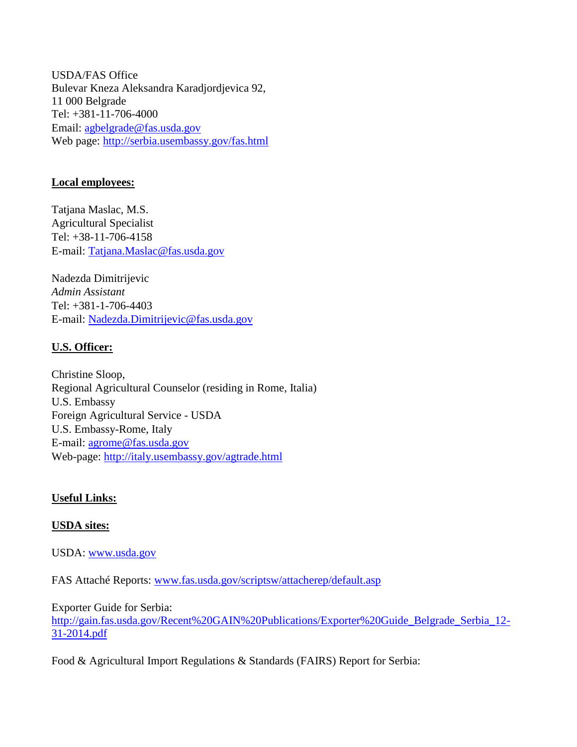USDA/FAS Office
Bulevar Kneza Aleksandra Karadjordjevica 92,
11 000 Belgrade
Tel: +381-11-706-4000
Email: agbelgrade@fas.usda.gov
Web page: http://serbia.usembassy.gov/fas.html

**Local employees:**

Tatjana Maslac, M.S.
Agricultural Specialist
Tel: +38-11-706-4158
E-mail: Tatjana.Maslac@fas.usda.gov

Nadezda Dimitrijevic
*Admin Assistant*
Tel: +381-1-706-4403
E-mail: Nadezda.Dimitrijevic@fas.usda.gov

**U.S. Officer:**

Christine Sloop,
Regional Agricultural Counselor (residing in Rome, Italia)
U.S. Embassy
Foreign Agricultural Service - USDA
U.S. Embassy-Rome, Italy
E-mail: agrome@fas.usda.gov
Web-page: http://italy.usembassy.gov/agtrade.html

**Useful Links:**

**USDA sites:**

USDA: www.usda.gov

FAS Attaché Reports: www.fas.usda.gov/scriptsw/attacherep/default.asp

Exporter Guide for Serbia:
http://gain.fas.usda.gov/Recent%20GAIN%20Publications/Exporter%20Guide_Belgrade_Serbia_12-31-2014.pdf

Food & Agricultural Import Regulations & Standards (FAIRS) Report for Serbia: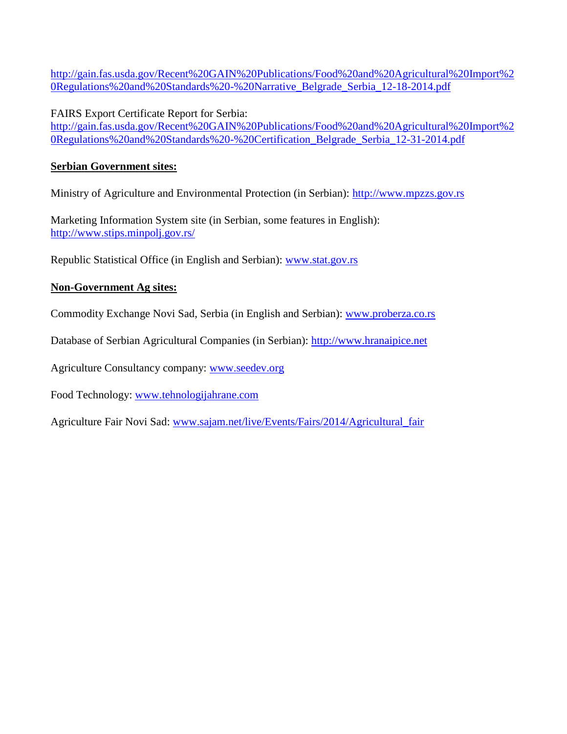http://gain.fas.usda.gov/Recent%20GAIN%20Publications/Food%20and%20Agricultural%20Import%20Regulations%20and%20Standards%20-%20Narrative_Belgrade_Serbia_12-18-2014.pdf

FAIRS Export Certificate Report for Serbia:
http://gain.fas.usda.gov/Recent%20GAIN%20Publications/Food%20and%20Agricultural%20Import%20Regulations%20and%20Standards%20-%20Certification_Belgrade_Serbia_12-31-2014.pdf

**Serbian Government sites:**

Ministry of Agriculture and Environmental Protection (in Serbian): http://www.mpzzs.gov.rs

Marketing Information System site (in Serbian, some features in English):
http://www.stips.minpolj.gov.rs/

Republic Statistical Office (in English and Serbian): www.stat.gov.rs

**Non-Government Ag sites:**

Commodity Exchange Novi Sad, Serbia (in English and Serbian): www.proberza.co.rs

Database of Serbian Agricultural Companies (in Serbian): http://www.hranaipice.net

Agriculture Consultancy company: www.seedev.org

Food Technology: www.tehnologijahrane.com

Agriculture Fair Novi Sad: www.sajam.net/live/Events/Fairs/2014/Agricultural_fair